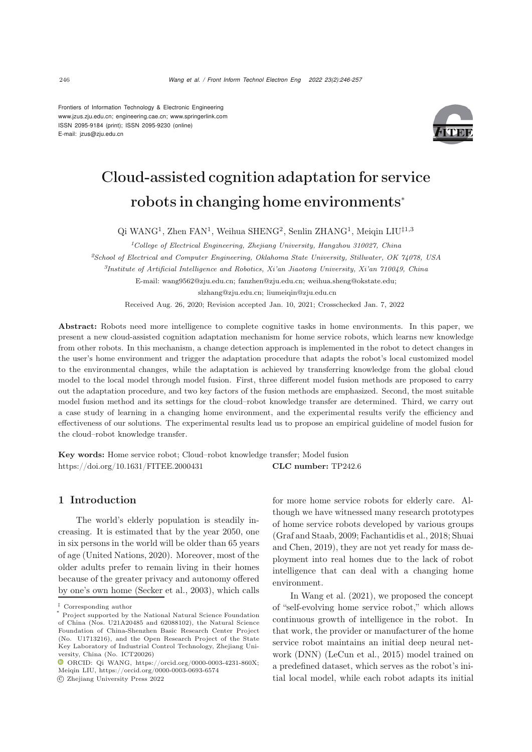Frontiers of Information Technology & Electronic Engineering
www.jzus.zju.edu.cn; engineering.cae.cn; www.springerlink.com
ISSN 2095-9184 (print); ISSN 2095-9230 (online)
E-mail: jzus@zju.edu.cn

# Cloud-assisted cognition adaptation for service robots in changing home environments*

Qi WANG[1], Zhen FAN[1], Weihua SHENG[2], Senlin ZHANG[1], Meiqin LIU[‡1,3]

[1]*College of Electrical Engineering, Zhejiang University, Hangzhou 310027, China*

[2]*School of Electrical and Computer Engineering, Oklahoma State University, Stillwater, OK 74078, USA*

[3]*Institute of Artificial Intelligence and Robotics, Xi'an Jiaotong University, Xi'an 710049, China*

E-mail: wang9562@zju.edu.cn; fanzhen@zju.edu.cn; weihua.sheng@okstate.edu; slzhang@zju.edu.cn; liumeiqin@zju.edu.cn

Received Aug. 26, 2020; Revision accepted Jan. 10, 2021; Crosschecked Jan. 7, 2022

**Abstract:** Robots need more intelligence to complete cognitive tasks in home environments. In this paper, we present a new cloud-assisted cognition adaptation mechanism for home service robots, which learns new knowledge from other robots. In this mechanism, a change detection approach is implemented in the robot to detect changes in the user's home environment and trigger the adaptation procedure that adapts the robot's local customized model to the environmental changes, while the adaptation is achieved by transferring knowledge from the global cloud model to the local model through model fusion. First, three different model fusion methods are proposed to carry out the adaptation procedure, and two key factors of the fusion methods are emphasized. Second, the most suitable model fusion method and its settings for the cloud–robot knowledge transfer are determined. Third, we carry out a case study of learning in a changing home environment, and the experimental results verify the efficiency and effectiveness of our solutions. The experimental results lead us to propose an empirical guideline of model fusion for the cloud–robot knowledge transfer.

**Key words:** Home service robot; Cloud–robot knowledge transfer; Model fusion
https://doi.org/10.1631/FITEE.2000431 **CLC number:** TP242.6

## 1 Introduction

The world's elderly population is steadily increasing. It is estimated that by the year 2050, one in six persons in the world will be older than 65 years of age (United Nations, 2020). Moreover, most of the older adults prefer to remain living in their homes because of the greater privacy and autonomy offered by one's own home (Secker et al., 2003), which calls for more home service robots for elderly care. Although we have witnessed many research prototypes of home service robots developed by various groups (Graf and Staab, 2009; Fachantidis et al., 2018; Shuai and Chen, 2019), they are not yet ready for mass deployment into real homes due to the lack of robot intelligence that can deal with a changing home environment.

In Wang et al. (2021), we proposed the concept of "self-evolving home service robot," which allows continuous growth of intelligence in the robot. In that work, the provider or manufacturer of the home service robot maintains an initial deep neural network (DNN) (LeCun et al., 2015) model trained on a predefined dataset, which serves as the robot's initial local model, while each robot adapts its initial

‡ Corresponding author

\* Project supported by the National Natural Science Foundation of China (Nos. U21A20485 and 62088102), the Natural Science Foundation of China-Shenzhen Basic Research Center Project (No. U1713216), and the Open Research Project of the State Key Laboratory of Industrial Control Technology, Zhejiang University, China (No. ICT20026)

ORCID: Qi WANG, https://orcid.org/0000-0003-4231-860X; Meiqin LIU, https://orcid.org/0000-0003-0693-6574

© Zhejiang University Press 2022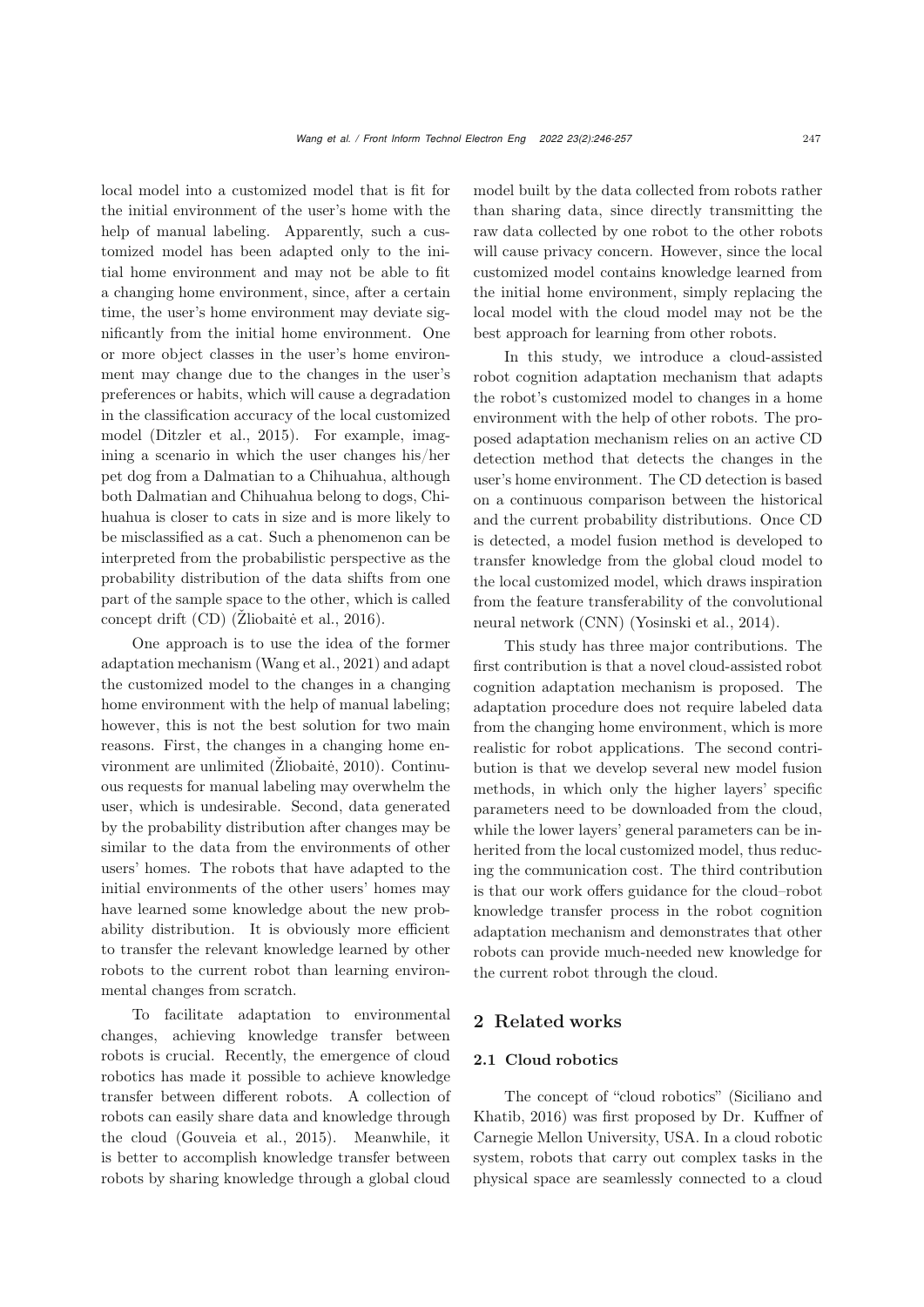local model into a customized model that is fit for the initial environment of the user's home with the help of manual labeling. Apparently, such a customized model has been adapted only to the initial home environment and may not be able to fit a changing home environment, since, after a certain time, the user's home environment may deviate significantly from the initial home environment. One or more object classes in the user's home environment may change due to the changes in the user's preferences or habits, which will cause a degradation in the classification accuracy of the local customized model (Ditzler et al., 2015). For example, imagining a scenario in which the user changes his/her pet dog from a Dalmatian to a Chihuahua, although both Dalmatian and Chihuahua belong to dogs, Chihuahua is closer to cats in size and is more likely to be misclassified as a cat. Such a phenomenon can be interpreted from the probabilistic perspective as the probability distribution of the data shifts from one part of the sample space to the other, which is called concept drift (CD) (Žliobaitė et al., 2016).

One approach is to use the idea of the former adaptation mechanism (Wang et al., 2021) and adapt the customized model to the changes in a changing home environment with the help of manual labeling; however, this is not the best solution for two main reasons. First, the changes in a changing home environment are unlimited (Žliobaitė, 2010). Continuous requests for manual labeling may overwhelm the user, which is undesirable. Second, data generated by the probability distribution after changes may be similar to the data from the environments of other users' homes. The robots that have adapted to the initial environments of the other users' homes may have learned some knowledge about the new probability distribution. It is obviously more efficient to transfer the relevant knowledge learned by other robots to the current robot than learning environmental changes from scratch.

To facilitate adaptation to environmental changes, achieving knowledge transfer between robots is crucial. Recently, the emergence of cloud robotics has made it possible to achieve knowledge transfer between different robots. A collection of robots can easily share data and knowledge through the cloud (Gouveia et al., 2015). Meanwhile, it is better to accomplish knowledge transfer between robots by sharing knowledge through a global cloud model built by the data collected from robots rather than sharing data, since directly transmitting the raw data collected by one robot to the other robots will cause privacy concern. However, since the local customized model contains knowledge learned from the initial home environment, simply replacing the local model with the cloud model may not be the best approach for learning from other robots.

In this study, we introduce a cloud-assisted robot cognition adaptation mechanism that adapts the robot's customized model to changes in a home environment with the help of other robots. The proposed adaptation mechanism relies on an active CD detection method that detects the changes in the user's home environment. The CD detection is based on a continuous comparison between the historical and the current probability distributions. Once CD is detected, a model fusion method is developed to transfer knowledge from the global cloud model to the local customized model, which draws inspiration from the feature transferability of the convolutional neural network (CNN) (Yosinski et al., 2014).

This study has three major contributions. The first contribution is that a novel cloud-assisted robot cognition adaptation mechanism is proposed. The adaptation procedure does not require labeled data from the changing home environment, which is more realistic for robot applications. The second contribution is that we develop several new model fusion methods, in which only the higher layers' specific parameters need to be downloaded from the cloud, while the lower layers' general parameters can be inherited from the local customized model, thus reducing the communication cost. The third contribution is that our work offers guidance for the cloud–robot knowledge transfer process in the robot cognition adaptation mechanism and demonstrates that other robots can provide much-needed new knowledge for the current robot through the cloud.

## 2 Related works

### 2.1 Cloud robotics

The concept of "cloud robotics" (Siciliano and Khatib, 2016) was first proposed by Dr. Kuffner of Carnegie Mellon University, USA. In a cloud robotic system, robots that carry out complex tasks in the physical space are seamlessly connected to a cloud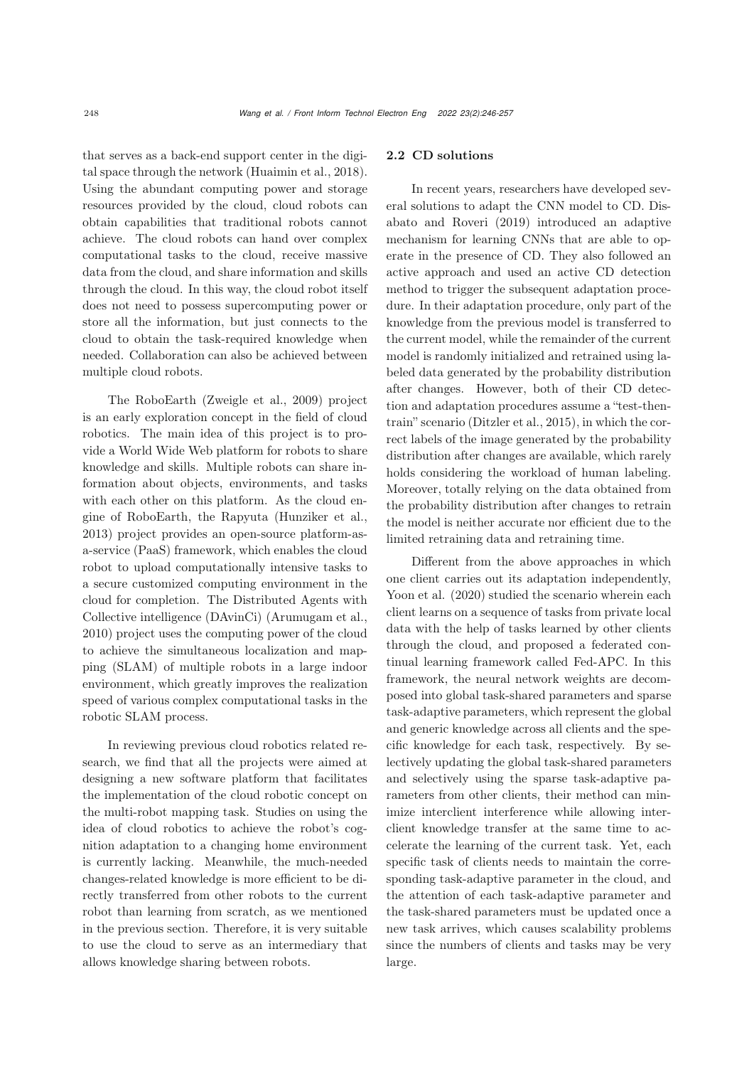that serves as a back-end support center in the digital space through the network (Huaimin et al., 2018). Using the abundant computing power and storage resources provided by the cloud, cloud robots can obtain capabilities that traditional robots cannot achieve. The cloud robots can hand over complex computational tasks to the cloud, receive massive data from the cloud, and share information and skills through the cloud. In this way, the cloud robot itself does not need to possess supercomputing power or store all the information, but just connects to the cloud to obtain the task-required knowledge when needed. Collaboration can also be achieved between multiple cloud robots.

The RoboEarth (Zweigle et al., 2009) project is an early exploration concept in the field of cloud robotics. The main idea of this project is to provide a World Wide Web platform for robots to share knowledge and skills. Multiple robots can share information about objects, environments, and tasks with each other on this platform. As the cloud engine of RoboEarth, the Rapyuta (Hunziker et al., 2013) project provides an open-source platform-as-a-service (PaaS) framework, which enables the cloud robot to upload computationally intensive tasks to a secure customized computing environment in the cloud for completion. The Distributed Agents with Collective intelligence (DAvinCi) (Arumugam et al., 2010) project uses the computing power of the cloud to achieve the simultaneous localization and mapping (SLAM) of multiple robots in a large indoor environment, which greatly improves the realization speed of various complex computational tasks in the robotic SLAM process.

In reviewing previous cloud robotics related research, we find that all the projects were aimed at designing a new software platform that facilitates the implementation of the cloud robotic concept on the multi-robot mapping task. Studies on using the idea of cloud robotics to achieve the robot's cognition adaptation to a changing home environment is currently lacking. Meanwhile, the much-needed changes-related knowledge is more efficient to be directly transferred from other robots to the current robot than learning from scratch, as we mentioned in the previous section. Therefore, it is very suitable to use the cloud to serve as an intermediary that allows knowledge sharing between robots.

### 2.2 CD solutions

In recent years, researchers have developed several solutions to adapt the CNN model to CD. Disabato and Roveri (2019) introduced an adaptive mechanism for learning CNNs that are able to operate in the presence of CD. They also followed an active approach and used an active CD detection method to trigger the subsequent adaptation procedure. In their adaptation procedure, only part of the knowledge from the previous model is transferred to the current model, while the remainder of the current model is randomly initialized and retrained using labeled data generated by the probability distribution after changes. However, both of their CD detection and adaptation procedures assume a "test-then-train" scenario (Ditzler et al., 2015), in which the correct labels of the image generated by the probability distribution after changes are available, which rarely holds considering the workload of human labeling. Moreover, totally relying on the data obtained from the probability distribution after changes to retrain the model is neither accurate nor efficient due to the limited retraining data and retraining time.

Different from the above approaches in which one client carries out its adaptation independently, Yoon et al. (2020) studied the scenario wherein each client learns on a sequence of tasks from private local data with the help of tasks learned by other clients through the cloud, and proposed a federated continual learning framework called Fed-APC. In this framework, the neural network weights are decomposed into global task-shared parameters and sparse task-adaptive parameters, which represent the global and generic knowledge across all clients and the specific knowledge for each task, respectively. By selectively updating the global task-shared parameters and selectively using the sparse task-adaptive parameters from other clients, their method can minimize interclient interference while allowing interclient knowledge transfer at the same time to accelerate the learning of the current task. Yet, each specific task of clients needs to maintain the corresponding task-adaptive parameter in the cloud, and the attention of each task-adaptive parameter and the task-shared parameters must be updated once a new task arrives, which causes scalability problems since the numbers of clients and tasks may be very large.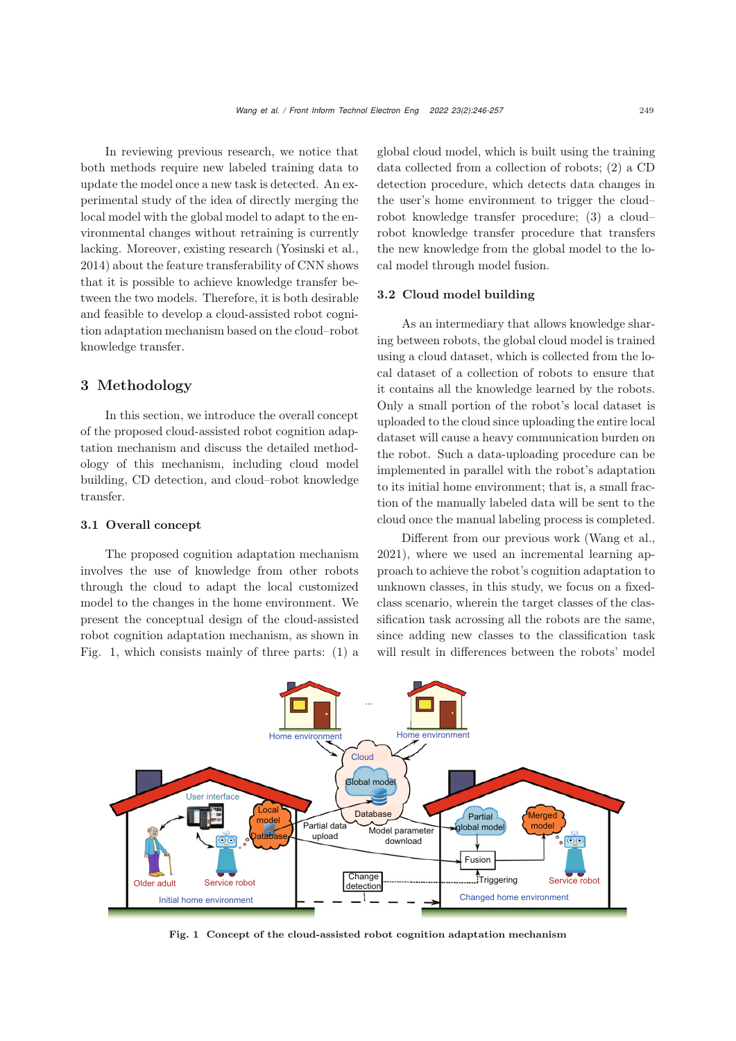In reviewing previous research, we notice that both methods require new labeled training data to update the model once a new task is detected. An experimental study of the idea of directly merging the local model with the global model to adapt to the environmental changes without retraining is currently lacking. Moreover, existing research (Yosinski et al., 2014) about the feature transferability of CNN shows that it is possible to achieve knowledge transfer between the two models. Therefore, it is both desirable and feasible to develop a cloud-assisted robot cognition adaptation mechanism based on the cloud–robot knowledge transfer.

## 3 Methodology

In this section, we introduce the overall concept of the proposed cloud-assisted robot cognition adaptation mechanism and discuss the detailed methodology of this mechanism, including cloud model building, CD detection, and cloud–robot knowledge transfer.

### 3.1 Overall concept

The proposed cognition adaptation mechanism involves the use of knowledge from other robots through the cloud to adapt the local customized model to the changes in the home environment. We present the conceptual design of the cloud-assisted robot cognition adaptation mechanism, as shown in Fig. 1, which consists mainly of three parts: (1) a global cloud model, which is built using the training data collected from a collection of robots; (2) a CD detection procedure, which detects data changes in the user's home environment to trigger the cloud–robot knowledge transfer procedure; (3) a cloud–robot knowledge transfer procedure that transfers the new knowledge from the global model to the local model through model fusion.

### 3.2 Cloud model building

As an intermediary that allows knowledge sharing between robots, the global cloud model is trained using a cloud dataset, which is collected from the local dataset of a collection of robots to ensure that it contains all the knowledge learned by the robots. Only a small portion of the robot's local dataset is uploaded to the cloud since uploading the entire local dataset will cause a heavy communication burden on the robot. Such a data-uploading procedure can be implemented in parallel with the robot's adaptation to its initial home environment; that is, a small fraction of the manually labeled data will be sent to the cloud once the manual labeling process is completed.

Different from our previous work (Wang et al., 2021), where we used an incremental learning approach to achieve the robot's cognition adaptation to unknown classes, in this study, we focus on a fixed-class scenario, wherein the target classes of the classification task acrossing all the robots are the same, since adding new classes to the classification task will result in differences between the robots' model

Fig. 1 Concept of the cloud-assisted robot cognition adaptation mechanism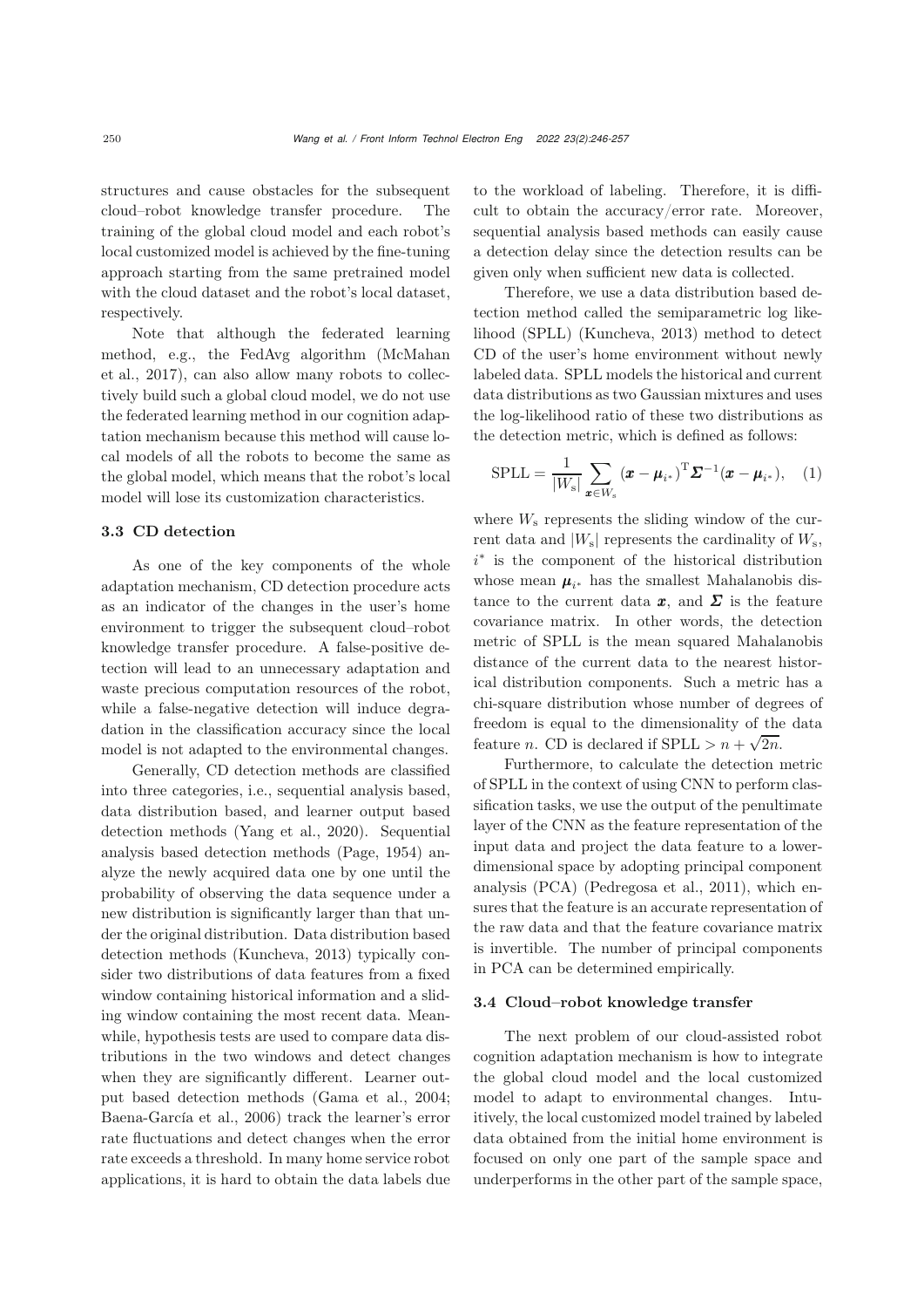structures and cause obstacles for the subsequent cloud–robot knowledge transfer procedure. The training of the global cloud model and each robot's local customized model is achieved by the fine-tuning approach starting from the same pretrained model with the cloud dataset and the robot's local dataset, respectively.

Note that although the federated learning method, e.g., the FedAvg algorithm (McMahan et al., 2017), can also allow many robots to collectively build such a global cloud model, we do not use the federated learning method in our cognition adaptation mechanism because this method will cause local models of all the robots to become the same as the global model, which means that the robot's local model will lose its customization characteristics.

### 3.3 CD detection

As one of the key components of the whole adaptation mechanism, CD detection procedure acts as an indicator of the changes in the user's home environment to trigger the subsequent cloud–robot knowledge transfer procedure. A false-positive detection will lead to an unnecessary adaptation and waste precious computation resources of the robot, while a false-negative detection will induce degradation in the classification accuracy since the local model is not adapted to the environmental changes.

Generally, CD detection methods are classified into three categories, i.e., sequential analysis based, data distribution based, and learner output based detection methods (Yang et al., 2020). Sequential analysis based detection methods (Page, 1954) analyze the newly acquired data one by one until the probability of observing the data sequence under a new distribution is significantly larger than that under the original distribution. Data distribution based detection methods (Kuncheva, 2013) typically consider two distributions of data features from a fixed window containing historical information and a sliding window containing the most recent data. Meanwhile, hypothesis tests are used to compare data distributions in the two windows and detect changes when they are significantly different. Learner output based detection methods (Gama et al., 2004; Baena-García et al., 2006) track the learner's error rate fluctuations and detect changes when the error rate exceeds a threshold. In many home service robot applications, it is hard to obtain the data labels due to the workload of labeling. Therefore, it is difficult to obtain the accuracy/error rate. Moreover, sequential analysis based methods can easily cause a detection delay since the detection results can be given only when sufficient new data is collected.

Therefore, we use a data distribution based detection method called the semiparametric log likelihood (SPLL) (Kuncheva, 2013) method to detect CD of the user's home environment without newly labeled data. SPLL models the historical and current data distributions as two Gaussian mixtures and uses the log-likelihood ratio of these two distributions as the detection metric, which is defined as follows:

$$\mathrm{SPLL} = \frac{1}{|W_{\mathrm{s}}|} \sum_{\boldsymbol{x} \in W_{\mathrm{s}}} (\boldsymbol{x} - \boldsymbol{\mu}_{i^*})^{\mathrm{T}} \boldsymbol{\Sigma}^{-1} (\boldsymbol{x} - \boldsymbol{\mu}_{i^*}), \quad (1)$$

where $W_{\mathrm{s}}$ represents the sliding window of the current data and $|W_{\mathrm{s}}|$ represents the cardinality of $W_{\mathrm{s}}$, $i^*$ is the component of the historical distribution whose mean $\boldsymbol{\mu}_{i^*}$ has the smallest Mahalanobis distance to the current data $\boldsymbol{x}$, and $\boldsymbol{\Sigma}$ is the feature covariance matrix. In other words, the detection metric of SPLL is the mean squared Mahalanobis distance of the current data to the nearest historical distribution components. Such a metric has a chi-square distribution whose number of degrees of freedom is equal to the dimensionality of the data feature $n$. CD is declared if $\mathrm{SPLL} > n + \sqrt{2n}$.

Furthermore, to calculate the detection metric of SPLL in the context of using CNN to perform classification tasks, we use the output of the penultimate layer of the CNN as the feature representation of the input data and project the data feature to a lower-dimensional space by adopting principal component analysis (PCA) (Pedregosa et al., 2011), which ensures that the feature is an accurate representation of the raw data and that the feature covariance matrix is invertible. The number of principal components in PCA can be determined empirically.

### 3.4 Cloud–robot knowledge transfer

The next problem of our cloud-assisted robot cognition adaptation mechanism is how to integrate the global cloud model and the local customized model to adapt to environmental changes. Intuitively, the local customized model trained by labeled data obtained from the initial home environment is focused on only one part of the sample space and underperforms in the other part of the sample space,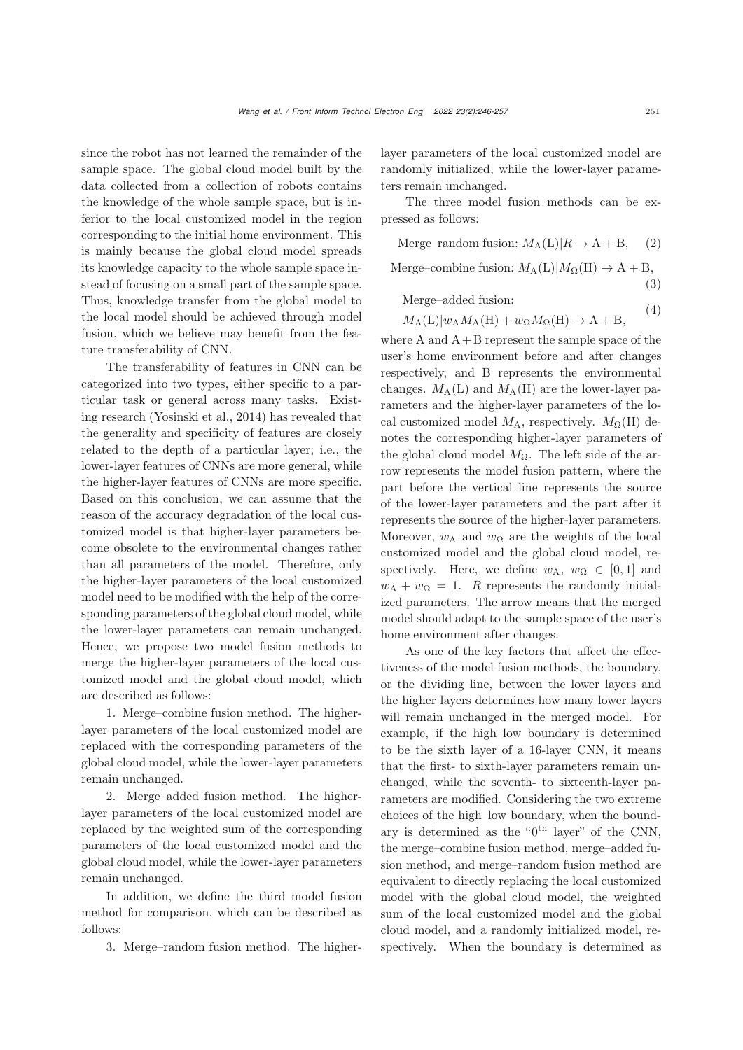since the robot has not learned the remainder of the sample space. The global cloud model built by the data collected from a collection of robots contains the knowledge of the whole sample space, but is inferior to the local customized model in the region corresponding to the initial home environment. This is mainly because the global cloud model spreads its knowledge capacity to the whole sample space instead of focusing on a small part of the sample space. Thus, knowledge transfer from the global model to the local model should be achieved through model fusion, which we believe may benefit from the feature transferability of CNN.

The transferability of features in CNN can be categorized into two types, either specific to a particular task or general across many tasks. Existing research (Yosinski et al., 2014) has revealed that the generality and specificity of features are closely related to the depth of a particular layer; i.e., the lower-layer features of CNNs are more general, while the higher-layer features of CNNs are more specific. Based on this conclusion, we can assume that the reason of the accuracy degradation of the local customized model is that higher-layer parameters become obsolete to the environmental changes rather than all parameters of the model. Therefore, only the higher-layer parameters of the local customized model need to be modified with the help of the corresponding parameters of the global cloud model, while the lower-layer parameters can remain unchanged. Hence, we propose two model fusion methods to merge the higher-layer parameters of the local customized model and the global cloud model, which are described as follows:

1. Merge–combine fusion method. The higher-layer parameters of the local customized model are replaced with the corresponding parameters of the global cloud model, while the lower-layer parameters remain unchanged.

2. Merge–added fusion method. The higher-layer parameters of the local customized model are replaced by the weighted sum of the corresponding parameters of the local customized model and the global cloud model, while the lower-layer parameters remain unchanged.

In addition, we define the third model fusion method for comparison, which can be described as follows:

3. Merge–random fusion method. The higher-layer parameters of the local customized model are randomly initialized, while the lower-layer parameters remain unchanged.

The three model fusion methods can be expressed as follows:

$$\text{Merge–random fusion: } M_{\text{A}}(\text{L})|R \rightarrow \text{A} + \text{B}, \quad (2)$$

$$\text{Merge–combine fusion: } M_{\text{A}}(\text{L})|M_{\Omega}(\text{H}) \rightarrow \text{A} + \text{B}, \quad (3)$$

Merge–added fusion:

$$M_{\text{A}}(\text{L})|w_{\text{A}}M_{\text{A}}(\text{H}) + w_{\Omega}M_{\Omega}(\text{H}) \rightarrow \text{A} + \text{B}, \quad (4)$$

where A and A + B represent the sample space of the user's home environment before and after changes respectively, and B represents the environmental changes. $M_{\text{A}}(\text{L})$ and $M_{\text{A}}(\text{H})$ are the lower-layer parameters and the higher-layer parameters of the local customized model $M_{\text{A}}$, respectively. $M_{\Omega}(\text{H})$ denotes the corresponding higher-layer parameters of the global cloud model $M_{\Omega}$. The left side of the arrow represents the model fusion pattern, where the part before the vertical line represents the source of the lower-layer parameters and the part after it represents the source of the higher-layer parameters. Moreover, $w_{\text{A}}$ and $w_{\Omega}$ are the weights of the local customized model and the global cloud model, respectively. Here, we define $w_{\text{A}}, w_{\Omega} \in [0, 1]$ and $w_{\text{A}} + w_{\Omega} = 1$. $R$ represents the randomly initialized parameters. The arrow means that the merged model should adapt to the sample space of the user's home environment after changes.

As one of the key factors that affect the effectiveness of the model fusion methods, the boundary, or the dividing line, between the lower layers and the higher layers determines how many lower layers will remain unchanged in the merged model. For example, if the high–low boundary is determined to be the sixth layer of a 16-layer CNN, it means that the first- to sixth-layer parameters remain unchanged, while the seventh- to sixteenth-layer parameters are modified. Considering the two extreme choices of the high–low boundary, when the boundary is determined as the "$0^{\text{th}}$ layer" of the CNN, the merge–combine fusion method, merge–added fusion method, and merge–random fusion method are equivalent to directly replacing the local customized model with the global cloud model, the weighted sum of the local customized model and the global cloud model, and a randomly initialized model, respectively. When the boundary is determined as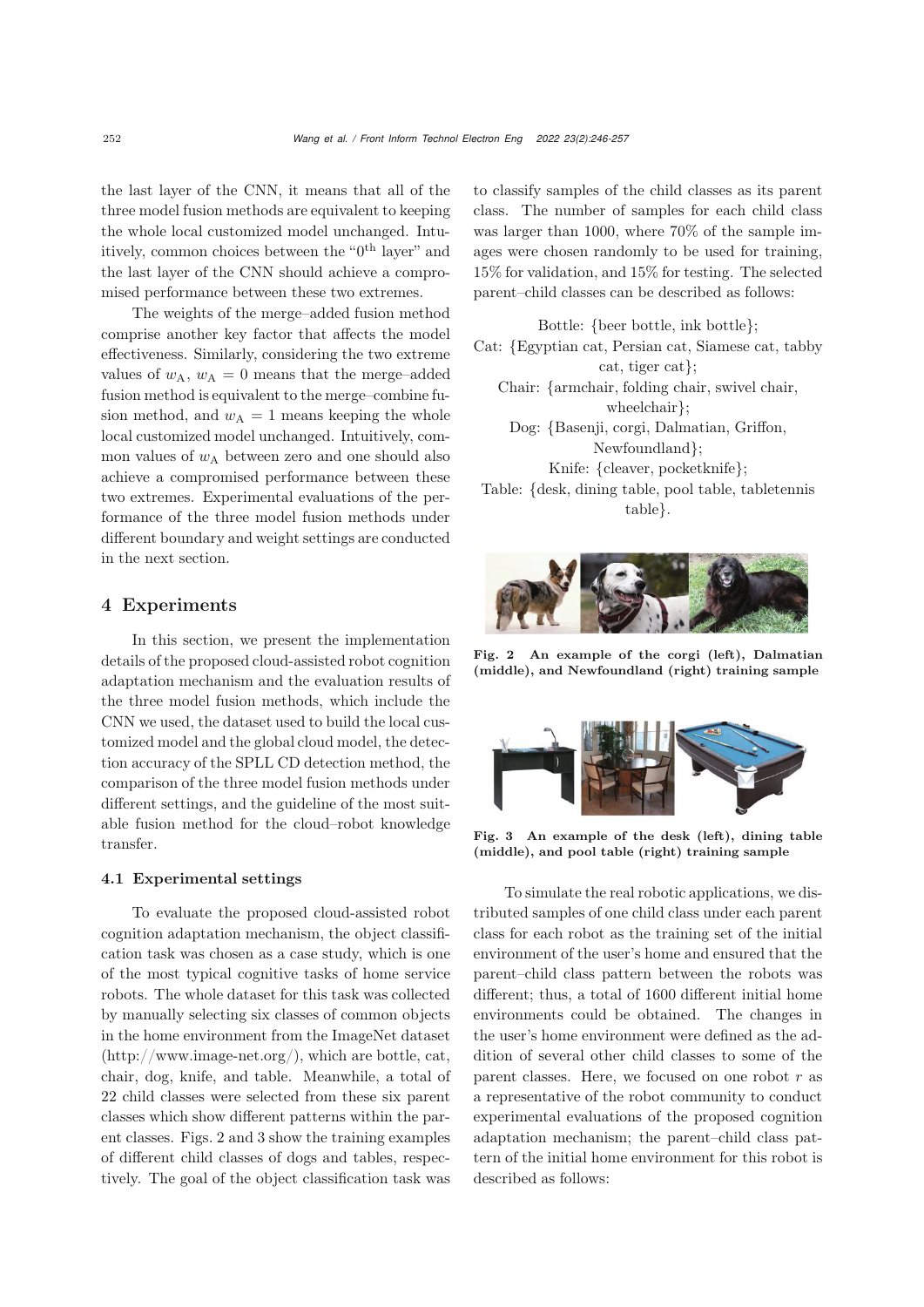the last layer of the CNN, it means that all of the three model fusion methods are equivalent to keeping the whole local customized model unchanged. Intuitively, common choices between the "$0^{\text{th}}$ layer" and the last layer of the CNN should achieve a compromised performance between these two extremes.

The weights of the merge–added fusion method comprise another key factor that affects the model effectiveness. Similarly, considering the two extreme values of $w_{\text{A}}$, $w_{\text{A}} = 0$ means that the merge–added fusion method is equivalent to the merge–combine fusion method, and $w_{\text{A}} = 1$ means keeping the whole local customized model unchanged. Intuitively, common values of $w_{\text{A}}$ between zero and one should also achieve a compromised performance between these two extremes. Experimental evaluations of the performance of the three model fusion methods under different boundary and weight settings are conducted in the next section.

## 4 Experiments

In this section, we present the implementation details of the proposed cloud-assisted robot cognition adaptation mechanism and the evaluation results of the three model fusion methods, which include the CNN we used, the dataset used to build the local customized model and the global cloud model, the detection accuracy of the SPLL CD detection method, the comparison of the three model fusion methods under different settings, and the guideline of the most suitable fusion method for the cloud–robot knowledge transfer.

### 4.1 Experimental settings

To evaluate the proposed cloud-assisted robot cognition adaptation mechanism, the object classification task was chosen as a case study, which is one of the most typical cognitive tasks of home service robots. The whole dataset for this task was collected by manually selecting six classes of common objects in the home environment from the ImageNet dataset (http://www.image-net.org/), which are bottle, cat, chair, dog, knife, and table. Meanwhile, a total of 22 child classes were selected from these six parent classes which show different patterns within the parent classes. Figs. 2 and 3 show the training examples of different child classes of dogs and tables, respectively. The goal of the object classification task was to classify samples of the child classes as its parent class. The number of samples for each child class was larger than 1000, where 70% of the sample images were chosen randomly to be used for training, 15% for validation, and 15% for testing. The selected parent–child classes can be described as follows:

Bottle: {beer bottle, ink bottle};
Cat: {Egyptian cat, Persian cat, Siamese cat, tabby cat, tiger cat};
Chair: {armchair, folding chair, swivel chair, wheelchair};
Dog: {Basenji, corgi, Dalmatian, Griffon, Newfoundland};
Knife: {cleaver, pocketknife};
Table: {desk, dining table, pool table, tabletennis table}.

**Fig. 2 An example of the corgi (left), Dalmatian (middle), and Newfoundland (right) training sample**

**Fig. 3 An example of the desk (left), dining table (middle), and pool table (right) training sample**

To simulate the real robotic applications, we distributed samples of one child class under each parent class for each robot as the training set of the initial environment of the user's home and ensured that the parent–child class pattern between the robots was different; thus, a total of 1600 different initial home environments could be obtained. The changes in the user's home environment were defined as the addition of several other child classes to some of the parent classes. Here, we focused on one robot $r$ as a representative of the robot community to conduct experimental evaluations of the proposed cognition adaptation mechanism; the parent–child class pattern of the initial home environment for this robot is described as follows: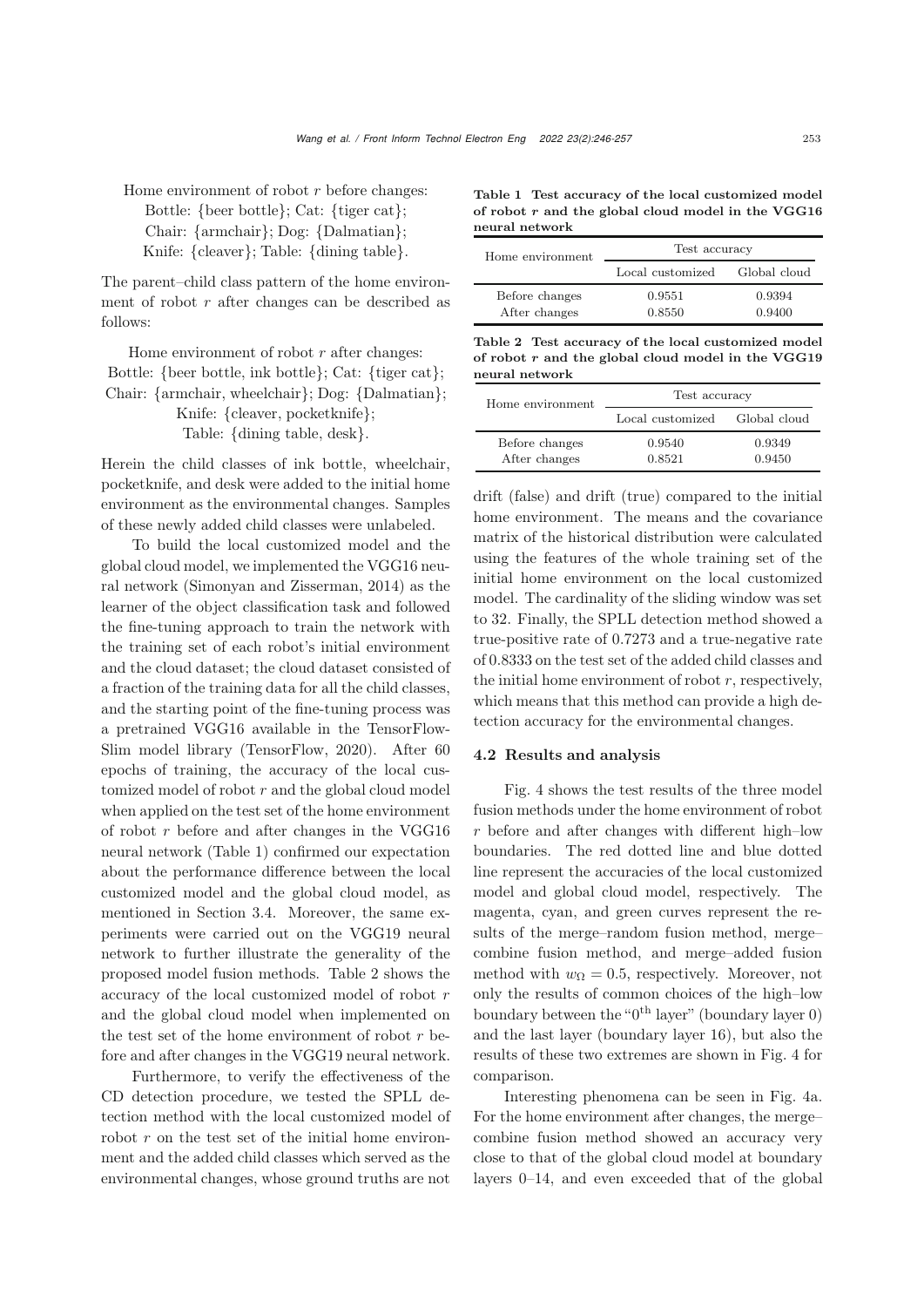Home environment of robot $r$ before changes:
Bottle: {beer bottle}; Cat: {tiger cat};
Chair: {armchair}; Dog: {Dalmatian};
Knife: {cleaver}; Table: {dining table}.

The parent–child class pattern of the home environment of robot $r$ after changes can be described as follows:

Home environment of robot $r$ after changes:
Bottle: {beer bottle, ink bottle}; Cat: {tiger cat};
Chair: {armchair, wheelchair}; Dog: {Dalmatian};
Knife: {cleaver, pocketknife};
Table: {dining table, desk}.

Herein the child classes of ink bottle, wheelchair, pocketknife, and desk were added to the initial home environment as the environmental changes. Samples of these newly added child classes were unlabeled.

To build the local customized model and the global cloud model, we implemented the VGG16 neural network (Simonyan and Zisserman, 2014) as the learner of the object classification task and followed the fine-tuning approach to train the network with the training set of each robot's initial environment and the cloud dataset; the cloud dataset consisted of a fraction of the training data for all the child classes, and the starting point of the fine-tuning process was a pretrained VGG16 available in the TensorFlow-Slim model library (TensorFlow, 2020). After 60 epochs of training, the accuracy of the local customized model of robot $r$ and the global cloud model when applied on the test set of the home environment of robot $r$ before and after changes in the VGG16 neural network (Table 1) confirmed our expectation about the performance difference between the local customized model and the global cloud model, as mentioned in Section 3.4. Moreover, the same experiments were carried out on the VGG19 neural network to further illustrate the generality of the proposed model fusion methods. Table 2 shows the accuracy of the local customized model of robot $r$ and the global cloud model when implemented on the test set of the home environment of robot $r$ before and after changes in the VGG19 neural network.

Furthermore, to verify the effectiveness of the CD detection procedure, we tested the SPLL detection method with the local customized model of robot $r$ on the test set of the initial home environment and the added child classes which served as the environmental changes, whose ground truths are not drift (false) and drift (true) compared to the initial home environment. The means and the covariance matrix of the historical distribution were calculated using the features of the whole training set of the initial home environment on the local customized model. The cardinality of the sliding window was set to 32. Finally, the SPLL detection method showed a true-positive rate of 0.7273 and a true-negative rate of 0.8333 on the test set of the added child classes and the initial home environment of robot $r$, respectively, which means that this method can provide a high detection accuracy for the environmental changes.

**Table 1 Test accuracy of the local customized model of robot $r$ and the global cloud model in the VGG16 neural network**

| Home environment | Test accuracy | |
|---|---|---|
| | Local customized | Global cloud |
| Before changes | 0.9551 | 0.9394 |
| After changes | 0.8550 | 0.9400 |

**Table 2 Test accuracy of the local customized model of robot $r$ and the global cloud model in the VGG19 neural network**

| Home environment | Test accuracy | |
|---|---|---|
| | Local customized | Global cloud |
| Before changes | 0.9540 | 0.9349 |
| After changes | 0.8521 | 0.9450 |

### 4.2 Results and analysis

Fig. 4 shows the test results of the three model fusion methods under the home environment of robot $r$ before and after changes with different high–low boundaries. The red dotted line and blue dotted line represent the accuracies of the local customized model and global cloud model, respectively. The magenta, cyan, and green curves represent the results of the merge–random fusion method, merge–combine fusion method, and merge–added fusion method with $w_\Omega = 0.5$, respectively. Moreover, not only the results of common choices of the high–low boundary between the "$0^{\text{th}}$ layer" (boundary layer 0) and the last layer (boundary layer 16), but also the results of these two extremes are shown in Fig. 4 for comparison.

Interesting phenomena can be seen in Fig. 4a. For the home environment after changes, the merge–combine fusion method showed an accuracy very close to that of the global cloud model at boundary layers 0–14, and even exceeded that of the global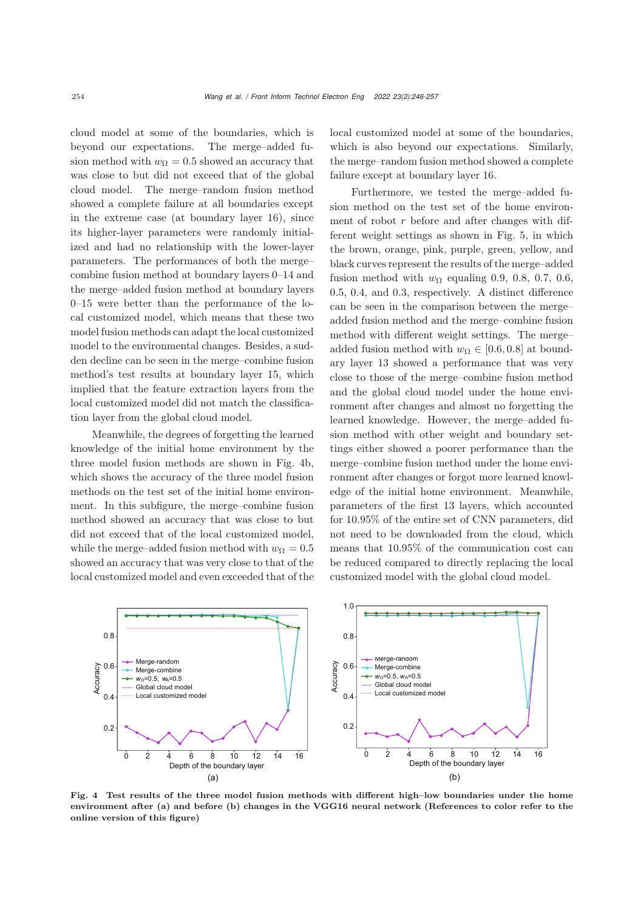cloud model at some of the boundaries, which is beyond our expectations. The merge–added fusion method with $w_\Omega = 0.5$ showed an accuracy that was close to but did not exceed that of the global cloud model. The merge–random fusion method showed a complete failure at all boundaries except in the extreme case (at boundary layer 16), since its higher-layer parameters were randomly initialized and had no relationship with the lower-layer parameters. The performances of both the merge–combine fusion method at boundary layers 0–14 and the merge–added fusion method at boundary layers 0–15 were better than the performance of the local customized model, which means that these two model fusion methods can adapt the local customized model to the environmental changes. Besides, a sudden decline can be seen in the merge–combine fusion method's test results at boundary layer 15, which implied that the feature extraction layers from the local customized model did not match the classification layer from the global cloud model.

Meanwhile, the degrees of forgetting the learned knowledge of the initial home environment by the three model fusion methods are shown in Fig. 4b, which shows the accuracy of the three model fusion methods on the test set of the initial home environment. In this subfigure, the merge–combine fusion method showed an accuracy that was close to but did not exceed that of the local customized model, while the merge–added fusion method with $w_\Omega = 0.5$ showed an accuracy that was very close to that of the local customized model and even exceeded that of the local customized model at some of the boundaries, which is also beyond our expectations. Similarly, the merge–random fusion method showed a complete failure except at boundary layer 16.

Furthermore, we tested the merge–added fusion method on the test set of the home environment of robot $r$ before and after changes with different weight settings as shown in Fig. 5, in which the brown, orange, pink, purple, green, yellow, and black curves represent the results of the merge–added fusion method with $w_\Omega$ equaling 0.9, 0.8, 0.7, 0.6, 0.5, 0.4, and 0.3, respectively. A distinct difference can be seen in the comparison between the merge–added fusion method and the merge–combine fusion method with different weight settings. The merge–added fusion method with $w_\Omega \in [0.6, 0.8]$ at boundary layer 13 showed a performance that was very close to those of the merge–combine fusion method and the global cloud model under the home environment after changes and almost no forgetting the learned knowledge. However, the merge–added fusion method with other weight and boundary settings either showed a poorer performance than the merge–combine fusion method under the home environment after changes or forgot more learned knowledge of the initial home environment. Meanwhile, parameters of the first 13 layers, which accounted for 10.95% of the entire set of CNN parameters, did not need to be downloaded from the cloud, which means that 10.95% of the communication cost can be reduced compared to directly replacing the local customized model with the global cloud model.

**Fig. 4 Test results of the three model fusion methods with different high–low boundaries under the home environment after (a) and before (b) changes in the VGG16 neural network (References to color refer to the online version of this figure)**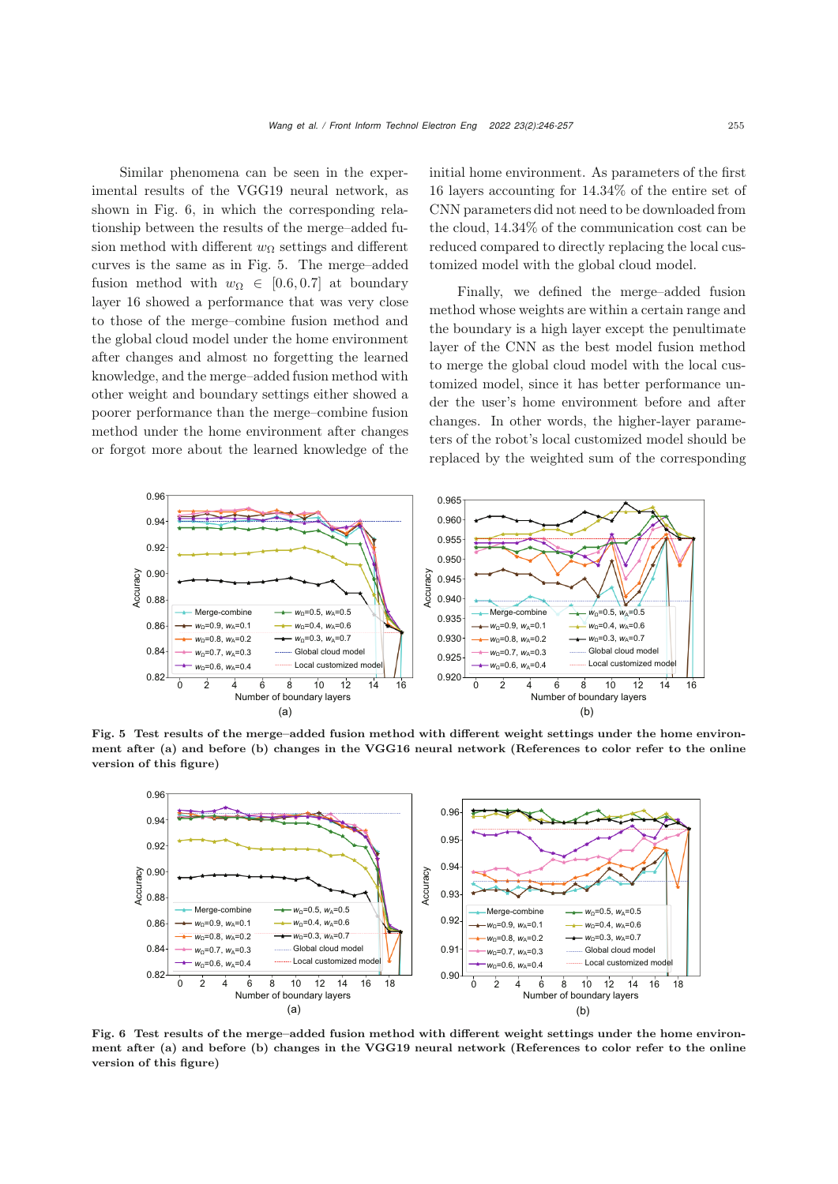Similar phenomena can be seen in the experimental results of the VGG19 neural network, as shown in Fig. 6, in which the corresponding relationship between the results of the merge–added fusion method with different $w_\Omega$ settings and different curves is the same as in Fig. 5. The merge–added fusion method with $w_\Omega \in [0.6, 0.7]$ at boundary layer 16 showed a performance that was very close to those of the merge–combine fusion method and the global cloud model under the home environment after changes and almost no forgetting the learned knowledge, and the merge–added fusion method with other weight and boundary settings either showed a poorer performance than the merge–combine fusion method under the home environment after changes or forgot more about the learned knowledge of the initial home environment. As parameters of the first 16 layers accounting for 14.34% of the entire set of CNN parameters did not need to be downloaded from the cloud, 14.34% of the communication cost can be reduced compared to directly replacing the local customized model with the global cloud model.

Finally, we defined the merge–added fusion method whose weights are within a certain range and the boundary is a high layer except the penultimate layer of the CNN as the best model fusion method to merge the global cloud model with the local customized model, since it has better performance under the user's home environment before and after changes. In other words, the higher-layer parameters of the robot's local customized model should be replaced by the weighted sum of the corresponding

**Fig. 5 Test results of the merge–added fusion method with different weight settings under the home environment after (a) and before (b) changes in the VGG16 neural network (References to color refer to the online version of this figure)**

**Fig. 6 Test results of the merge–added fusion method with different weight settings under the home environment after (a) and before (b) changes in the VGG19 neural network (References to color refer to the online version of this figure)**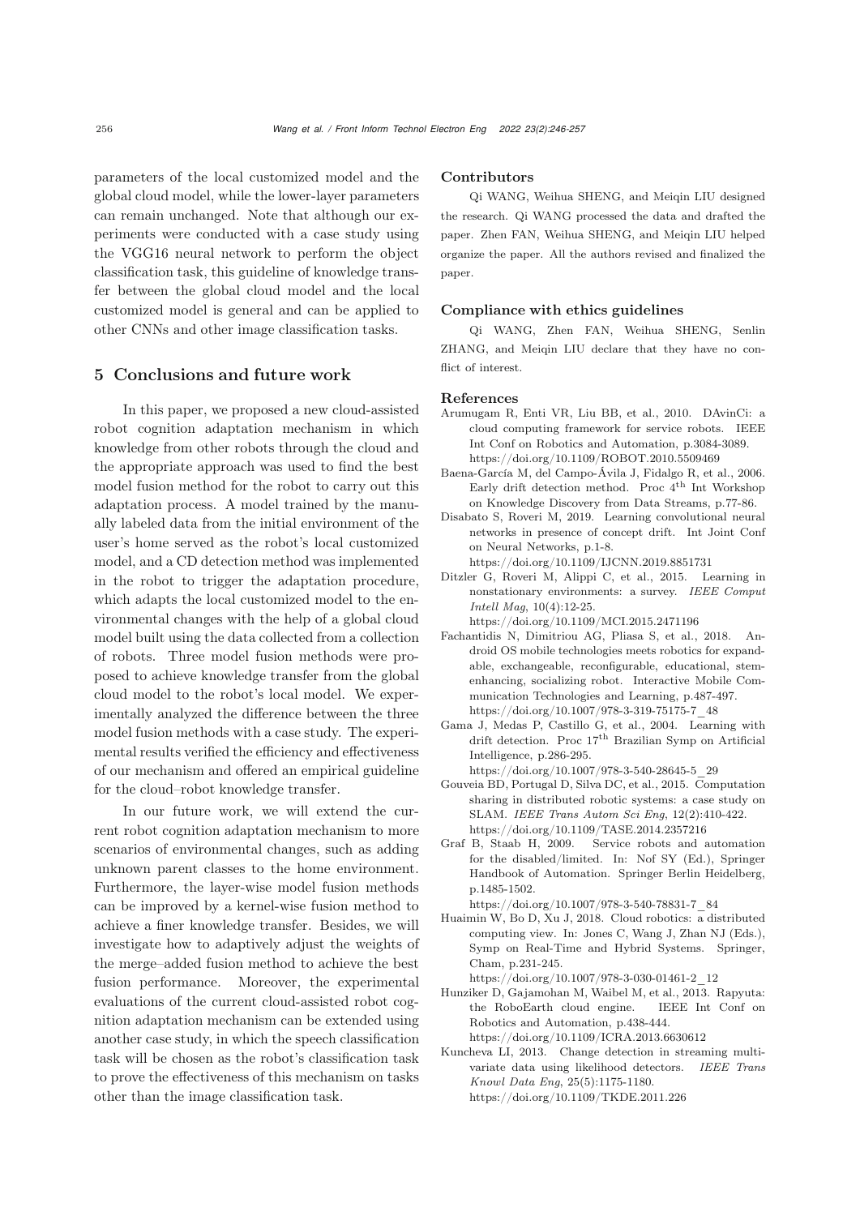parameters of the local customized model and the global cloud model, while the lower-layer parameters can remain unchanged. Note that although our experiments were conducted with a case study using the VGG16 neural network to perform the object classification task, this guideline of knowledge transfer between the global cloud model and the local customized model is general and can be applied to other CNNs and other image classification tasks.

## 5 Conclusions and future work

In this paper, we proposed a new cloud-assisted robot cognition adaptation mechanism in which knowledge from other robots through the cloud and the appropriate approach was used to find the best model fusion method for the robot to carry out this adaptation process. A model trained by the manually labeled data from the initial environment of the user's home served as the robot's local customized model, and a CD detection method was implemented in the robot to trigger the adaptation procedure, which adapts the local customized model to the environmental changes with the help of a global cloud model built using the data collected from a collection of robots. Three model fusion methods were proposed to achieve knowledge transfer from the global cloud model to the robot's local model. We experimentally analyzed the difference between the three model fusion methods with a case study. The experimental results verified the efficiency and effectiveness of our mechanism and offered an empirical guideline for the cloud–robot knowledge transfer.

In our future work, we will extend the current robot cognition adaptation mechanism to more scenarios of environmental changes, such as adding unknown parent classes to the home environment. Furthermore, the layer-wise model fusion methods can be improved by a kernel-wise fusion method to achieve a finer knowledge transfer. Besides, we will investigate how to adaptively adjust the weights of the merge–added fusion method to achieve the best fusion performance. Moreover, the experimental evaluations of the current cloud-assisted robot cognition adaptation mechanism can be extended using another case study, in which the speech classification task will be chosen as the robot's classification task to prove the effectiveness of this mechanism on tasks other than the image classification task.

### Contributors

Qi WANG, Weihua SHENG, and Meiqin LIU designed the research. Qi WANG processed the data and drafted the paper. Zhen FAN, Weihua SHENG, and Meiqin LIU helped organize the paper. All the authors revised and finalized the paper.

### Compliance with ethics guidelines

Qi WANG, Zhen FAN, Weihua SHENG, Senlin ZHANG, and Meiqin LIU declare that they have no conflict of interest.

### References

Arumugam R, Enti VR, Liu BB, et al., 2010. DAvinCi: a cloud computing framework for service robots. IEEE Int Conf on Robotics and Automation, p.3084-3089. https://doi.org/10.1109/ROBOT.2010.5509469

Baena-García M, del Campo-Ávila J, Fidalgo R, et al., 2006. Early drift detection method. Proc 4th Int Workshop on Knowledge Discovery from Data Streams, p.77-86.

Disabato S, Roveri M, 2019. Learning convolutional neural networks in presence of concept drift. Int Joint Conf on Neural Networks, p.1-8. https://doi.org/10.1109/IJCNN.2019.8851731

Ditzler G, Roveri M, Alippi C, et al., 2015. Learning in nonstationary environments: a survey. *IEEE Comput Intell Mag*, 10(4):12-25. https://doi.org/10.1109/MCI.2015.2471196

Fachantidis N, Dimitriou AG, Pliasa S, et al., 2018. Android OS mobile technologies meets robotics for expandable, exchangeable, reconfigurable, educational, stem-enhancing, socializing robot. Interactive Mobile Communication Technologies and Learning, p.487-497. https://doi.org/10.1007/978-3-319-75175-7_48

Gama J, Medas P, Castillo G, et al., 2004. Learning with drift detection. Proc 17th Brazilian Symp on Artificial Intelligence, p.286-295. https://doi.org/10.1007/978-3-540-28645-5_29

Gouveia BD, Portugal D, Silva DC, et al., 2015. Computation sharing in distributed robotic systems: a case study on SLAM. *IEEE Trans Autom Sci Eng*, 12(2):410-422. https://doi.org/10.1109/TASE.2014.2357216

Graf B, Staab H, 2009. Service robots and automation for the disabled/limited. In: Nof SY (Ed.), Springer Handbook of Automation. Springer Berlin Heidelberg, p.1485-1502. https://doi.org/10.1007/978-3-540-78831-7_84

Huaimin W, Bo D, Xu J, 2018. Cloud robotics: a distributed computing view. In: Jones C, Wang J, Zhan NJ (Eds.), Symp on Real-Time and Hybrid Systems. Springer, Cham, p.231-245. https://doi.org/10.1007/978-3-030-01461-2_12

Hunziker D, Gajamohan M, Waibel M, et al., 2013. Rapyuta: the RoboEarth cloud engine. IEEE Int Conf on Robotics and Automation, p.438-444. https://doi.org/10.1109/ICRA.2013.6630612

Kuncheva LI, 2013. Change detection in streaming multivariate data using likelihood detectors. *IEEE Trans Knowl Data Eng*, 25(5):1175-1180. https://doi.org/10.1109/TKDE.2011.226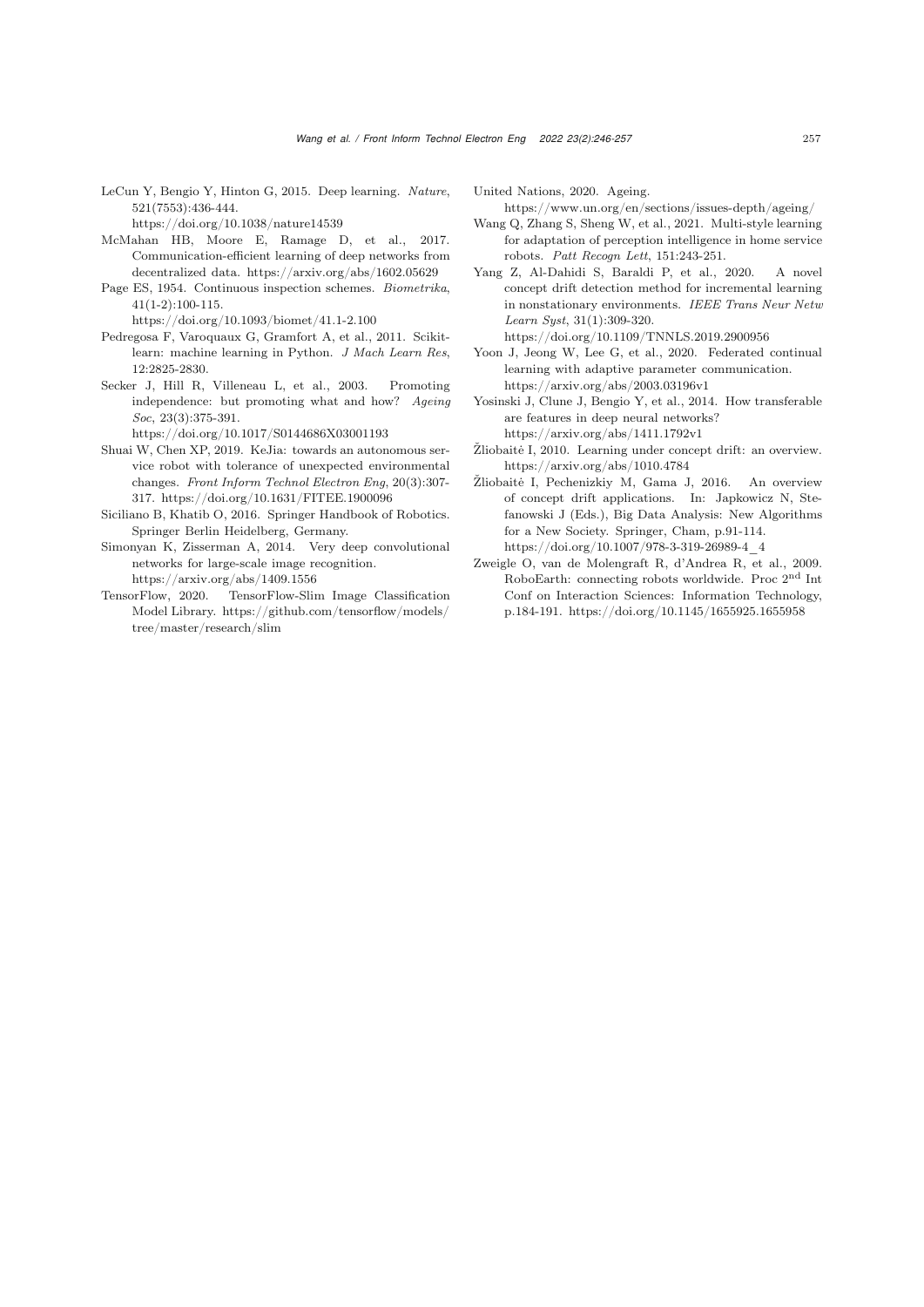LeCun Y, Bengio Y, Hinton G, 2015. Deep learning. *Nature*, 521(7553):436-444. https://doi.org/10.1038/nature14539

McMahan HB, Moore E, Ramage D, et al., 2017. Communication-efficient learning of deep networks from decentralized data. https://arxiv.org/abs/1602.05629

Page ES, 1954. Continuous inspection schemes. *Biometrika*, 41(1-2):100-115. https://doi.org/10.1093/biomet/41.1-2.100

Pedregosa F, Varoquaux G, Gramfort A, et al., 2011. Scikit-learn: machine learning in Python. *J Mach Learn Res*, 12:2825-2830.

Secker J, Hill R, Villeneau L, et al., 2003. Promoting independence: but promoting what and how? *Ageing Soc*, 23(3):375-391. https://doi.org/10.1017/S0144686X03001193

Shuai W, Chen XP, 2019. KeJia: towards an autonomous service robot with tolerance of unexpected environmental changes. *Front Inform Technol Electron Eng*, 20(3):307-317. https://doi.org/10.1631/FITEE.1900096

Siciliano B, Khatib O, 2016. Springer Handbook of Robotics. Springer Berlin Heidelberg, Germany.

Simonyan K, Zisserman A, 2014. Very deep convolutional networks for large-scale image recognition. https://arxiv.org/abs/1409.1556

TensorFlow, 2020. TensorFlow-Slim Image Classification Model Library. https://github.com/tensorflow/models/tree/master/research/slim

United Nations, 2020. Ageing. https://www.un.org/en/sections/issues-depth/ageing/

Wang Q, Zhang S, Sheng W, et al., 2021. Multi-style learning for adaptation of perception intelligence in home service robots. *Patt Recogn Lett*, 151:243-251.

Yang Z, Al-Dahidi S, Baraldi P, et al., 2020. A novel concept drift detection method for incremental learning in nonstationary environments. *IEEE Trans Neur Netw Learn Syst*, 31(1):309-320. https://doi.org/10.1109/TNNLS.2019.2900956

Yoon J, Jeong W, Lee G, et al., 2020. Federated continual learning with adaptive parameter communication. https://arxiv.org/abs/2003.03196v1

Yosinski J, Clune J, Bengio Y, et al., 2014. How transferable are features in deep neural networks? https://arxiv.org/abs/1411.1792v1

Žliobaitė I, 2010. Learning under concept drift: an overview. https://arxiv.org/abs/1010.4784

Žliobaitė I, Pechenizkiy M, Gama J, 2016. An overview of concept drift applications. In: Japkowicz N, Stefanowski J (Eds.), Big Data Analysis: New Algorithms for a New Society. Springer, Cham, p.91-114. https://doi.org/10.1007/978-3-319-26989-4_4

Zweigle O, van de Molengraft R, d'Andrea R, et al., 2009. RoboEarth: connecting robots worldwide. Proc 2nd Int Conf on Interaction Sciences: Information Technology, p.184-191. https://doi.org/10.1145/1655925.1655958